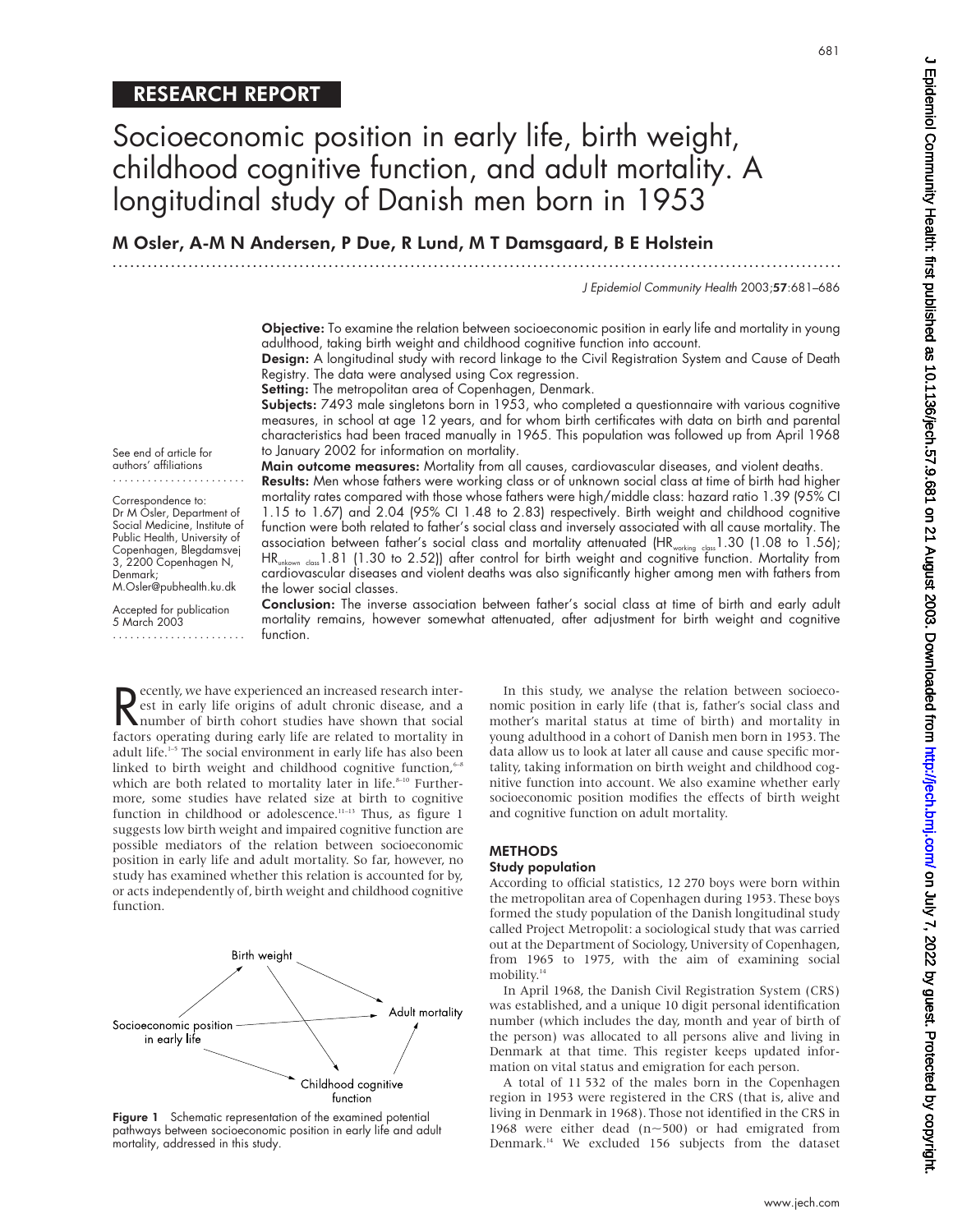# RESEARCH REPORT

# Socioeconomic position in early life, birth weight, childhood cognitive function, and adult mortality. A longitudinal study of Danish men born in 1953

# M Osler, A-M N Andersen, P Due, R Lund, M T Damsgaard, B E Holstein

.............................................................................................................................

J Epidemiol Community Health 2003;57:681–686

Objective: To examine the relation between socioeconomic position in early life and mortality in young adulthood, taking birth weight and childhood cognitive function into account.

Design: A longitudinal study with record linkage to the Civil Registration System and Cause of Death Registry. The data were analysed using Cox regression.

Setting: The metropolitan area of Copenhagen, Denmark.

Subjects: 7493 male singletons born in 1953, who completed a questionnaire with various cognitive measures, in school at age 12 years, and for whom birth certificates with data on birth and parental characteristics had been traced manually in 1965. This population was followed up from April 1968 to January 2002 for information on mortality.

Main outcome measures: Mortality from all causes, cardiovascular diseases, and violent deaths.

Results: Men whose fathers were working class or of unknown social class at time of birth had higher mortality rates compared with those whose fathers were high/middle class: hazard ratio 1.39 (95% CI 1.15 to 1.67) and 2.04 (95% CI 1.48 to 2.83) respectively. Birth weight and childhood cognitive function were both related to father's social class and inversely associated with all cause mortality. The association between father's social class and mortality attenuated (HRworking class1.30 (1.08 to 1.56); HR<sub>unkown class</sub>1.81 (1.30 to 2.52)) after control for birth weight and cognitive function. Mortality from cardiovascular diseases and violent deaths was also significantly higher among men with fathers from the lower social classes.

See end of article for authors' affiliations

.......................

Correspondence to: Dr M Osler, Department of Social Medicine, Institute of Public Health, University of Copenhagen, Blegdamsvej 3, 2200 Copenhagen N, Denmark; M.Osler@pubhealth.ku.dk

Accepted for publication

5 March 2003 ....................... Conclusion: The inverse association between father's social class at time of birth and early adult mortality remains, however somewhat attenuated, after adjustment for birth weight and cognitive function.

R ecently, we have experienced an increased research interest in early life origins of adult chronic disease, and a number of birth cohort studies have shown that social factors operating during early life are related to mortality in adult life.1–5 The social environment in early life has also been linked to birth weight and childhood cognitive function, $6-8$ which are both related to mortality later in life.<sup>8-10</sup> Furthermore, some studies have related size at birth to cognitive function in childhood or adolescence.<sup>11-13</sup> Thus, as figure 1 suggests low birth weight and impaired cognitive function are possible mediators of the relation between socioeconomic position in early life and adult mortality. So far, however, no study has examined whether this relation is accounted for by, or acts independently of, birth weight and childhood cognitive function.



Figure 1 Schematic representation of the examined potential pathways between socioeconomic position in early life and adult mortality, addressed in this study.

In this study, we analyse the relation between socioeconomic position in early life (that is, father's social class and mother's marital status at time of birth) and mortality in young adulthood in a cohort of Danish men born in 1953. The data allow us to look at later all cause and cause specific mortality, taking information on birth weight and childhood cognitive function into account. We also examine whether early socioeconomic position modifies the effects of birth weight and cognitive function on adult mortality.

# **METHODS**

#### Study population

According to official statistics, 12 270 boys were born within the metropolitan area of Copenhagen during 1953. These boys formed the study population of the Danish longitudinal study called Project Metropolit: a sociological study that was carried out at the Department of Sociology, University of Copenhagen, from 1965 to 1975, with the aim of examining social mobility.<sup>14</sup>

In April 1968, the Danish Civil Registration System (CRS) was established, and a unique 10 digit personal identification number (which includes the day, month and year of birth of the person) was allocated to all persons alive and living in Denmark at that time. This register keeps updated information on vital status and emigration for each person.

A total of 11 532 of the males born in the Copenhagen region in 1953 were registered in the CRS (that is, alive and living in Denmark in 1968). Those not identified in the CRS in 1968 were either dead (n~500) or had emigrated from Denmark.14 We excluded 156 subjects from the dataset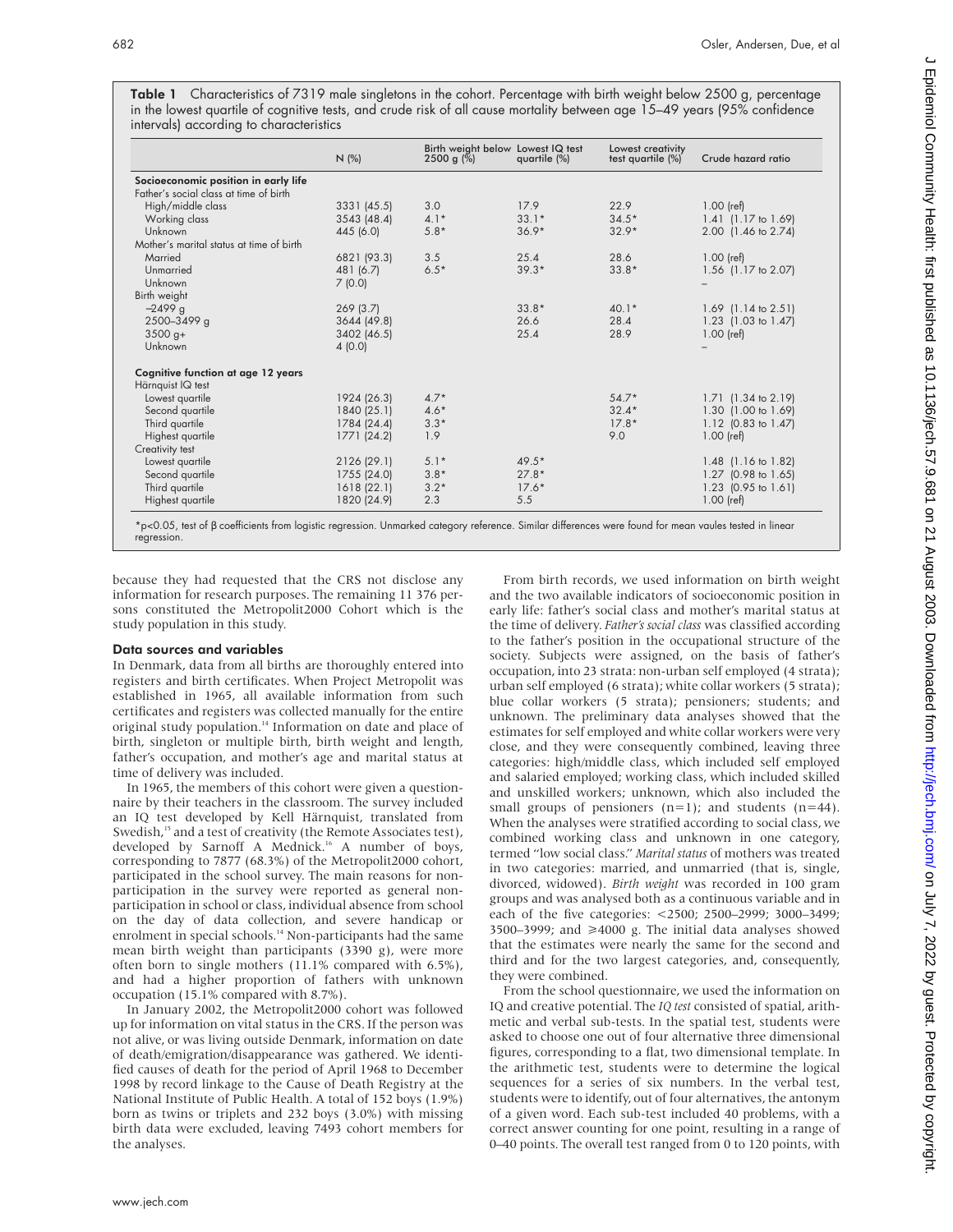Table 1 Characteristics of 7319 male singletons in the cohort. Percentage with birth weight below 2500 g, percentage in the lowest quartile of cognitive tests, and crude risk of all cause mortality between age 15–49 years (95% confidence intervals) according to characteristics

|                                          | N(%)        | Birth weight below Lowest IQ test<br>$2500$ g $\sqrt[6]{6}$ | quartile (%) | Lowest creativity<br>test quartile (%) | Crude hazard ratio             |
|------------------------------------------|-------------|-------------------------------------------------------------|--------------|----------------------------------------|--------------------------------|
| Socioeconomic position in early life     |             |                                                             |              |                                        |                                |
| Father's social class at time of birth   |             |                                                             |              |                                        |                                |
| High/middle class                        | 3331 (45.5) | 3.0                                                         | 17.9         | 22.9                                   | $1.00$ (ref)                   |
| Working class                            | 3543 (48.4) | $4.1*$                                                      | $33.1*$      | $34.5*$                                | 1.41 $(1.17 \text{ to } 1.69)$ |
| Unknown                                  | 445 (6.0)   | $5.8*$                                                      | $36.9*$      | $32.9*$                                | 2.00 (1.46 to 2.74)            |
| Mother's marital status at time of birth |             |                                                             |              |                                        |                                |
| Married                                  | 6821 (93.3) | 3.5                                                         | 25.4         | 28.6                                   | $1.00$ (ref)                   |
| Unmarried                                | 481 (6.7)   | $6.5*$                                                      | $39.3*$      | $33.8*$                                | 1.56 (1.17 to 2.07)            |
| Unknown                                  | 7(0.0)      |                                                             |              |                                        |                                |
| Birth weight                             |             |                                                             |              |                                        |                                |
| $-2499$ g                                | 269(3.7)    |                                                             | $33.8*$      | $40.1*$                                | 1.69 $(1.14 \text{ to } 2.51)$ |
| 2500-3499 g                              | 3644 (49.8) |                                                             | 26.6         | 28.4                                   | 1.23 (1.03 to 1.47)            |
| $3500 g+$                                | 3402 (46.5) |                                                             | 25.4         | 28.9                                   | $1.00$ (ref)                   |
| Unknown                                  | 4(0.0)      |                                                             |              |                                        |                                |
| Cognitive function at age 12 years       |             |                                                             |              |                                        |                                |
| Härnquist IQ test                        |             |                                                             |              |                                        |                                |
| Lowest quartile                          | 1924 (26.3) | $4.7*$                                                      |              | $54.7*$                                | 1.71 (1.34 to 2.19)            |
| Second quartile                          | 1840 (25.1) | $4.6*$                                                      |              | $32.4*$                                | 1.30 (1.00 to 1.69)            |
| Third quartile                           | 1784 (24.4) | $3.3*$                                                      |              | $17.8*$                                | 1.12 (0.83 to 1.47)            |
| Highest quartile                         | 1771 (24.2) | 1.9                                                         |              | 9.0                                    | $1.00$ (ref)                   |
| Creativity test                          |             |                                                             |              |                                        |                                |
| Lowest quartile                          | 2126 (29.1) | $5.1*$                                                      | $49.5*$      |                                        | 1.48 $(1.16 \text{ to } 1.82)$ |
| Second quartile                          | 1755 (24.0) | $3.8*$                                                      | $27.8*$      |                                        | 1.27 (0.98 to 1.65)            |
| Third quartile                           | 1618(22.1)  | $3.2*$                                                      | $17.6*$      |                                        | 1.23 (0.95 to 1.61)            |
| Highest quartile                         | 1820 (24.9) | 2.3                                                         | 5.5          |                                        | $1.00$ (ref)                   |

\*p<0.05, test of β coefficients from logistic regression. Unmarked category reference. Similar differences were found for mean vaules tested in linear regression.

because they had requested that the CRS not disclose any information for research purposes. The remaining 11 376 persons constituted the Metropolit2000 Cohort which is the study population in this study.

#### Data sources and variables

In Denmark, data from all births are thoroughly entered into registers and birth certificates. When Project Metropolit was established in 1965, all available information from such certificates and registers was collected manually for the entire original study population.<sup>14</sup> Information on date and place of birth, singleton or multiple birth, birth weight and length, father's occupation, and mother's age and marital status at time of delivery was included.

In 1965, the members of this cohort were given a questionnaire by their teachers in the classroom. The survey included an IQ test developed by Kell Härnquist, translated from Swedish,<sup>15</sup> and a test of creativity (the Remote Associates test), developed by Sarnoff A Mednick.<sup>16</sup> A number of boys, corresponding to 7877 (68.3%) of the Metropolit2000 cohort, participated in the school survey. The main reasons for nonparticipation in the survey were reported as general nonparticipation in school or class, individual absence from school on the day of data collection, and severe handicap or enrolment in special schools.<sup>14</sup> Non-participants had the same mean birth weight than participants (3390 g), were more often born to single mothers (11.1% compared with 6.5%), and had a higher proportion of fathers with unknown occupation (15.1% compared with 8.7%).

In January 2002, the Metropolit2000 cohort was followed up for information on vital status in the CRS. If the person was not alive, or was living outside Denmark, information on date of death/emigration/disappearance was gathered. We identified causes of death for the period of April 1968 to December 1998 by record linkage to the Cause of Death Registry at the National Institute of Public Health. A total of 152 boys (1.9%) born as twins or triplets and 232 boys (3.0%) with missing birth data were excluded, leaving 7493 cohort members for the analyses.

From birth records, we used information on birth weight and the two available indicators of socioeconomic position in early life: father's social class and mother's marital status at the time of delivery. *Father's social class* was classified according to the father's position in the occupational structure of the society. Subjects were assigned, on the basis of father's occupation, into 23 strata: non-urban self employed (4 strata); urban self employed (6 strata); white collar workers (5 strata); blue collar workers (5 strata); pensioners; students; and unknown. The preliminary data analyses showed that the estimates for self employed and white collar workers were very close, and they were consequently combined, leaving three categories: high/middle class, which included self employed and salaried employed; working class, which included skilled and unskilled workers; unknown, which also included the small groups of pensioners  $(n=1)$ ; and students  $(n=44)$ . When the analyses were stratified according to social class, we combined working class and unknown in one category, termed "low social class." *Marital status* of mothers was treated in two categories: married, and unmarried (that is, single, divorced, widowed). *Birth weight* was recorded in 100 gram groups and was analysed both as a continuous variable and in each of the five categories: <2500; 2500–2999; 3000–3499; 3500–3999; and  $\geq 4000$  g. The initial data analyses showed that the estimates were nearly the same for the second and third and for the two largest categories, and, consequently, they were combined.

From the school questionnaire, we used the information on IQ and creative potential. The *IQ test* consisted of spatial, arithmetic and verbal sub-tests. In the spatial test, students were asked to choose one out of four alternative three dimensional figures, corresponding to a flat, two dimensional template. In the arithmetic test, students were to determine the logical sequences for a series of six numbers. In the verbal test, students were to identify, out of four alternatives, the antonym of a given word. Each sub-test included 40 problems, with a correct answer counting for one point, resulting in a range of 0–40 points. The overall test ranged from 0 to 120 points, with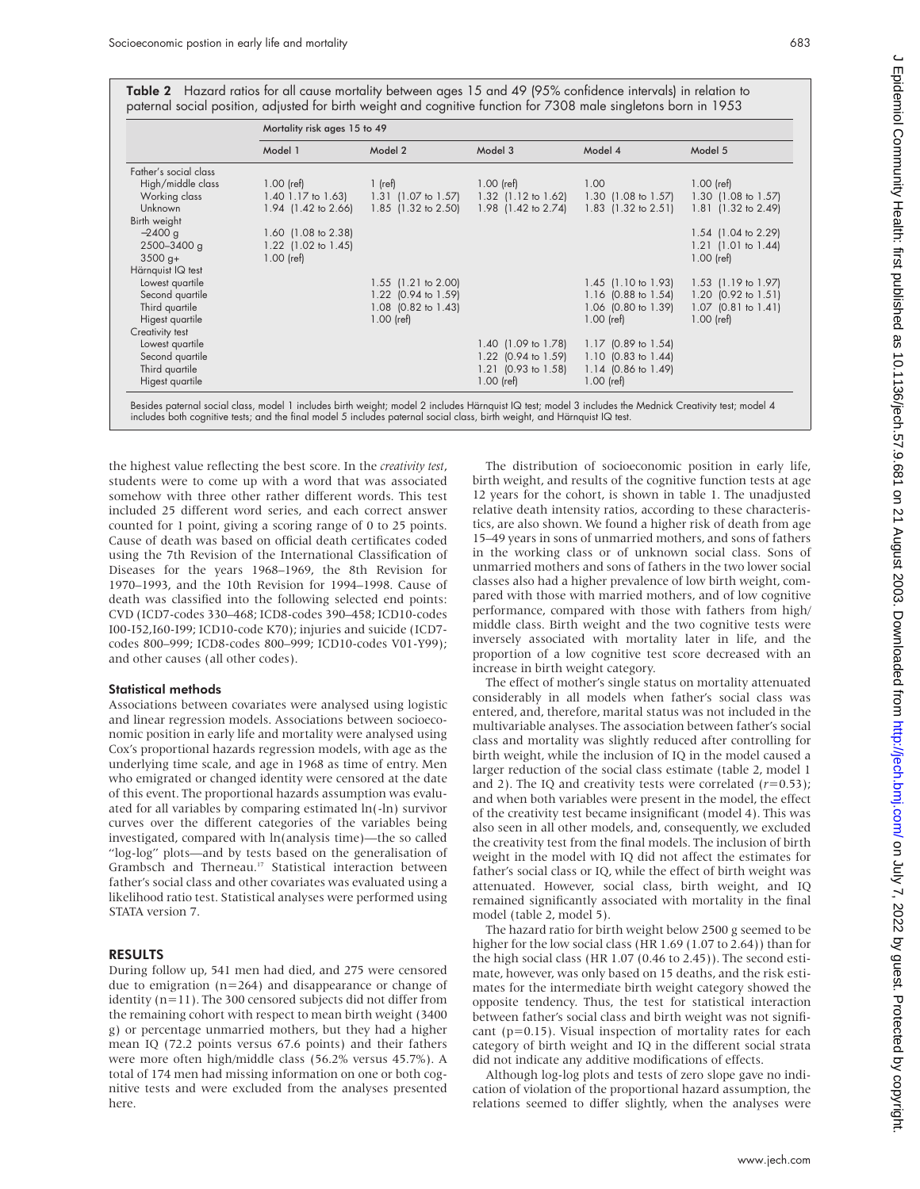Table 2 Hazard ratios for all cause mortality between ages 15 and 49 (95% confidence intervals) in relation to paternal social position, adjusted for birth weight and cognitive function for 7308 male singletons born in 1953

|                       |                                | Mortality risk ages 15 to 49   |                                |                                |                                |  |  |
|-----------------------|--------------------------------|--------------------------------|--------------------------------|--------------------------------|--------------------------------|--|--|
|                       | Model 1                        | Model 2                        | Model 3                        | Model 4                        | Model 5                        |  |  |
| Father's social class |                                |                                |                                |                                |                                |  |  |
| High/middle class     | $1.00$ (ref)                   | $1$ (ref)                      | $1.00$ (ref)                   | 1.00                           | $1.00$ (ref)                   |  |  |
| Working class         | $1.40$ $1.17$ to $1.63$        | 1.31 $(1.07 \text{ to } 1.57)$ | $1.32$ (1.12 to 1.62)          | 1.30 $(1.08 \text{ to } 1.57)$ | 1.30 (1.08 to 1.57)            |  |  |
| Unknown               | $1.94$ (1.42 to 2.66)          | $1.85$ (1.32 to 2.50)          | 1.98 $(1.42 \text{ to } 2.74)$ | 1.83 $(1.32 \text{ to } 2.51)$ | 1.81 (1.32 to 2.49)            |  |  |
| Birth weight          |                                |                                |                                |                                |                                |  |  |
| $-2400$ g             | 1.60 (1.08 to 2.38)            |                                |                                |                                | 1.54 (1.04 to 2.29)            |  |  |
| 2500-3400 g           | 1.22 $(1.02 \text{ to } 1.45)$ |                                |                                |                                | 1.21 $(1.01 \text{ to } 1.44)$ |  |  |
| $3500 g+$             | $1.00$ (ref)                   |                                |                                |                                | $1.00$ (ref)                   |  |  |
| Härnquist IQ test     |                                |                                |                                |                                |                                |  |  |
| Lowest quartile       |                                | 1.55 (1.21 to 2.00)            |                                | 1.45 $(1.10 \text{ to } 1.93)$ | 1.53 (1.19 to 1.97)            |  |  |
| Second quartile       |                                | 1.22 (0.94 to 1.59)            |                                | 1.16 $(0.88 \text{ to } 1.54)$ | 1.20 (0.92 to 1.51)            |  |  |
| Third quartile        |                                | 1.08 (0.82 to 1.43)            |                                | 1.06 (0.80 to 1.39)            | $1.07$ (0.81 to 1.41)          |  |  |
| Higest quartile       |                                | $1.00$ (ref)                   |                                | $1.00$ (ref)                   | $1.00$ (ref)                   |  |  |
| Creativity test       |                                |                                |                                |                                |                                |  |  |
| Lowest quartile       |                                |                                | 1.40 (1.09 to 1.78)            | 1.17 (0.89 to 1.54)            |                                |  |  |
| Second quartile       |                                |                                | 1.22 (0.94 to 1.59)            | 1.10 $(0.83 \text{ to } 1.44)$ |                                |  |  |
| Third quartile        |                                |                                | 1.21 (0.93 to 1.58)            | 1.14 (0.86 to 1.49)            |                                |  |  |
| Higest quartile       |                                |                                | $1.00$ (ref)                   | $1.00$ (ref)                   |                                |  |  |

Besides paternal social class, model 1 includes birth weight; model 2 includes Härnquist IQ test; model 3 includes the Mednick Creativity test; model 4<br>includes both cognitive tests; and the final model 5 includes paternal

the highest value reflecting the best score. In the *creativity test*, students were to come up with a word that was associated somehow with three other rather different words. This test included 25 different word series, and each correct answer counted for 1 point, giving a scoring range of 0 to 25 points. Cause of death was based on official death certificates coded using the 7th Revision of the International Classification of Diseases for the years 1968–1969, the 8th Revision for 1970–1993, and the 10th Revision for 1994–1998. Cause of death was classified into the following selected end points: CVD (ICD7-codes 330–468; ICD8-codes 390–458; ICD10-codes I00-I52,I60-I99; ICD10-code K70); injuries and suicide (ICD7 codes 800–999; ICD8-codes 800–999; ICD10-codes V01-Y99); and other causes (all other codes).

#### Statistical methods

Associations between covariates were analysed using logistic and linear regression models. Associations between socioeconomic position in early life and mortality were analysed using Cox's proportional hazards regression models, with age as the underlying time scale, and age in 1968 as time of entry. Men who emigrated or changed identity were censored at the date of this event. The proportional hazards assumption was evaluated for all variables by comparing estimated ln(-ln) survivor curves over the different categories of the variables being investigated, compared with ln(analysis time)—the so called "log-log" plots—and by tests based on the generalisation of Grambsch and Therneau.<sup>17</sup> Statistical interaction between father's social class and other covariates was evaluated using a likelihood ratio test. Statistical analyses were performed using STATA version 7.

#### RESULTS

During follow up, 541 men had died, and 275 were censored due to emigration (n=264) and disappearance or change of identity (n=11). The 300 censored subjects did not differ from the remaining cohort with respect to mean birth weight (3400 g) or percentage unmarried mothers, but they had a higher mean IQ (72.2 points versus 67.6 points) and their fathers were more often high/middle class (56.2% versus 45.7%). A total of 174 men had missing information on one or both cognitive tests and were excluded from the analyses presented here.

The distribution of socioeconomic position in early life, birth weight, and results of the cognitive function tests at age 12 years for the cohort, is shown in table 1. The unadjusted relative death intensity ratios, according to these characteristics, are also shown. We found a higher risk of death from age 15–49 years in sons of unmarried mothers, and sons of fathers in the working class or of unknown social class. Sons of unmarried mothers and sons of fathers in the two lower social classes also had a higher prevalence of low birth weight, compared with those with married mothers, and of low cognitive performance, compared with those with fathers from high/ middle class. Birth weight and the two cognitive tests were inversely associated with mortality later in life, and the proportion of a low cognitive test score decreased with an increase in birth weight category.

The effect of mother's single status on mortality attenuated considerably in all models when father's social class was entered, and, therefore, marital status was not included in the multivariable analyses. The association between father's social class and mortality was slightly reduced after controlling for birth weight, while the inclusion of IQ in the model caused a larger reduction of the social class estimate (table 2, model 1 and 2). The IQ and creativity tests were correlated (*r*=0.53); and when both variables were present in the model, the effect of the creativity test became insignificant (model 4). This was also seen in all other models, and, consequently, we excluded the creativity test from the final models. The inclusion of birth weight in the model with IQ did not affect the estimates for father's social class or IQ, while the effect of birth weight was attenuated. However, social class, birth weight, and IQ remained significantly associated with mortality in the final model (table 2, model 5).

The hazard ratio for birth weight below 2500 g seemed to be higher for the low social class (HR 1.69 (1.07 to 2.64)) than for the high social class (HR 1.07 (0.46 to 2.45)). The second estimate, however, was only based on 15 deaths, and the risk estimates for the intermediate birth weight category showed the opposite tendency. Thus, the test for statistical interaction between father's social class and birth weight was not significant  $(p=0.15)$ . Visual inspection of mortality rates for each category of birth weight and IQ in the different social strata did not indicate any additive modifications of effects.

Although log-log plots and tests of zero slope gave no indication of violation of the proportional hazard assumption, the relations seemed to differ slightly, when the analyses were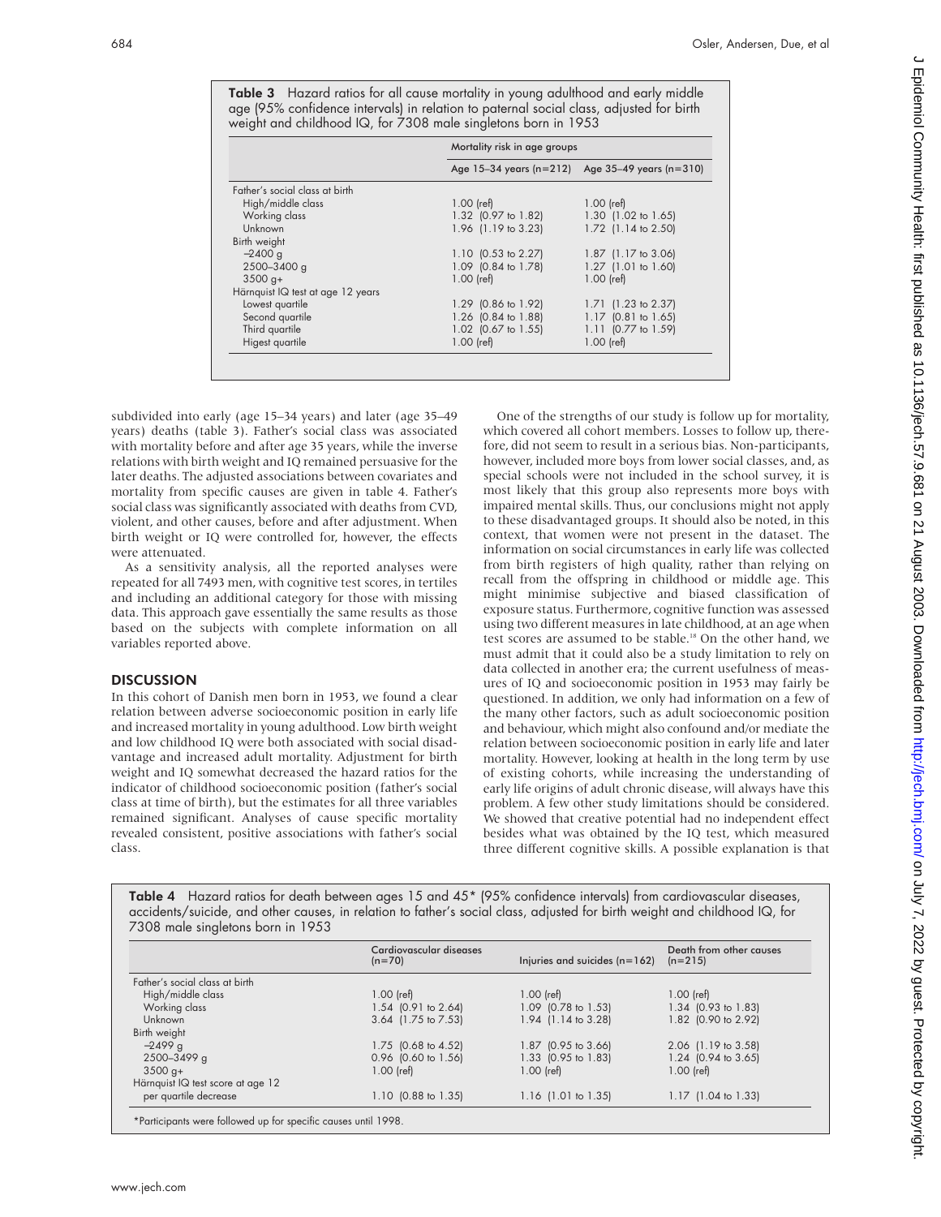Table 3 Hazard ratios for all cause mortality in young adulthood and early middle age (95% confidence intervals) in relation to paternal social class, adjusted for birth weight and childhood IQ, for 7308 male singletons born in 1953

|                                   | Mortality risk in age groups                        |                     |  |  |
|-----------------------------------|-----------------------------------------------------|---------------------|--|--|
|                                   | Age $15-34$ years (n=212) Age $35-49$ years (n=310) |                     |  |  |
| Father's social class at birth    |                                                     |                     |  |  |
| High/middle class                 | $1.00$ (ref)                                        | $1.00$ (ref)        |  |  |
| Working class                     | 1.32 (0.97 to 1.82)                                 | 1.30 (1.02 to 1.65) |  |  |
| Unknown                           | 1.96 (1.19 to 3.23)                                 | 1.72 (1.14 to 2.50) |  |  |
| Birth weight                      |                                                     |                     |  |  |
| $-2400$ g                         | 1.10 $(0.53 \text{ to } 2.27)$                      | 1.87 (1.17 to 3.06) |  |  |
| 2500-3400 g                       | 1.09 (0.84 to 1.78)                                 | 1.27 (1.01 to 1.60) |  |  |
| $3500$ g+                         | $1.00$ (ref)                                        | $1.00$ (ref)        |  |  |
| Härnquist IQ test at age 12 years |                                                     |                     |  |  |
| Lowest quartile                   | 1.29 (0.86 to 1.92)                                 | 1.71 (1.23 to 2.37) |  |  |
| Second quartile                   | 1.26 (0.84 to 1.88)                                 | 1.17 (0.81 to 1.65) |  |  |
| Third quartile                    | 1.02 (0.67 to 1.55)                                 | 1.11 (0.77 to 1.59) |  |  |
| Higest quartile                   | $1.00$ (ref)                                        | $1.00$ (ref)        |  |  |

subdivided into early (age 15–34 years) and later (age 35–49 years) deaths (table 3). Father's social class was associated with mortality before and after age 35 years, while the inverse relations with birth weight and IQ remained persuasive for the later deaths. The adjusted associations between covariates and mortality from specific causes are given in table 4. Father's social class was significantly associated with deaths from CVD, violent, and other causes, before and after adjustment. When birth weight or IQ were controlled for, however, the effects were attenuated.

As a sensitivity analysis, all the reported analyses were repeated for all 7493 men, with cognitive test scores, in tertiles and including an additional category for those with missing data. This approach gave essentially the same results as those based on the subjects with complete information on all variables reported above.

# **DISCUSSION**

In this cohort of Danish men born in 1953, we found a clear relation between adverse socioeconomic position in early life and increased mortality in young adulthood. Low birth weight and low childhood IQ were both associated with social disadvantage and increased adult mortality. Adjustment for birth weight and IQ somewhat decreased the hazard ratios for the indicator of childhood socioeconomic position (father's social class at time of birth), but the estimates for all three variables remained significant. Analyses of cause specific mortality revealed consistent, positive associations with father's social class.

One of the strengths of our study is follow up for mortality, which covered all cohort members. Losses to follow up, therefore, did not seem to result in a serious bias. Non-participants, however, included more boys from lower social classes, and, as special schools were not included in the school survey, it is most likely that this group also represents more boys with impaired mental skills. Thus, our conclusions might not apply to these disadvantaged groups. It should also be noted, in this context, that women were not present in the dataset. The information on social circumstances in early life was collected from birth registers of high quality, rather than relying on recall from the offspring in childhood or middle age. This might minimise subjective and biased classification of exposure status. Furthermore, cognitive function was assessed using two different measures in late childhood, at an age when test scores are assumed to be stable.<sup>18</sup> On the other hand, we must admit that it could also be a study limitation to rely on data collected in another era; the current usefulness of measures of IQ and socioeconomic position in 1953 may fairly be questioned. In addition, we only had information on a few of the many other factors, such as adult socioeconomic position and behaviour, which might also confound and/or mediate the relation between socioeconomic position in early life and later mortality. However, looking at health in the long term by use of existing cohorts, while increasing the understanding of early life origins of adult chronic disease, will always have this problem. A few other study limitations should be considered. We showed that creative potential had no independent effect besides what was obtained by the IQ test, which measured three different cognitive skills. A possible explanation is that

Table 4 Hazard ratios for death between ages 15 and 45\* (95% confidence intervals) from cardiovascular diseases, accidents/suicide, and other causes, in relation to father's social class, adjusted for birth weight and childhood IQ, for 7308 male singletons born in 1953

|                                   | Cardiovascular diseases<br>$(n=70)$ | Injuries and suicides $(n=162)$ | Death from other causes<br>$(n=215)$ |
|-----------------------------------|-------------------------------------|---------------------------------|--------------------------------------|
| Father's social class at birth    |                                     |                                 |                                      |
| High/middle class                 | $1.00$ (ref)                        | $1.00$ (ref)                    | $1.00$ (ref)                         |
| Working class                     | 1.54 (0.91 to 2.64)                 | 1.09 (0.78 to 1.53)             | 1.34 (0.93 to 1.83)                  |
| Unknown                           | 3.64 (1.75 to 7.53)                 | 1.94 (1.14 to 3.28)             | 1.82 (0.90 to 2.92)                  |
| Birth weight                      |                                     |                                 |                                      |
| $-2499$ g                         | 1.75 $(0.68 \text{ to } 4.52)$      | 1.87 (0.95 to 3.66)             | 2.06 (1.19 to 3.58)                  |
| 2500-3499 g                       | $0.96$ $(0.60 \text{ to } 1.56)$    | 1.33 (0.95 to 1.83)             | 1.24 $(0.94 \text{ to } 3.65)$       |
| $3500$ g+                         | $1.00$ (ref)                        | $1.00$ (ref)                    | $1.00$ (ref)                         |
| Härnquist IQ test score at age 12 |                                     |                                 |                                      |
| per quartile decrease             | 1.10 $(0.88 \text{ to } 1.35)$      | 1.16 $(1.01 \text{ to } 1.35)$  | $1.17$ (1.04 to 1.33)                |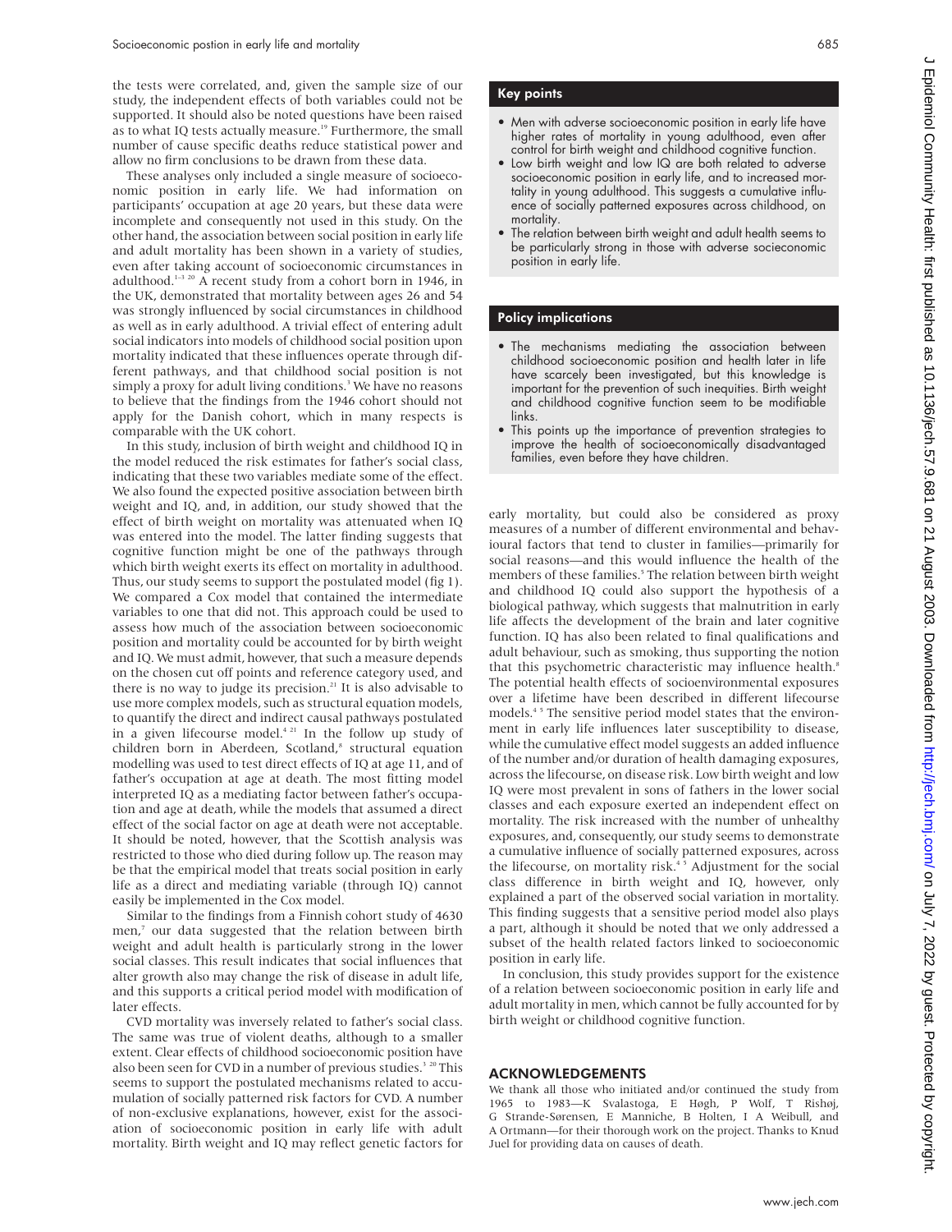the tests were correlated, and, given the sample size of our study, the independent effects of both variables could not be supported. It should also be noted questions have been raised as to what IQ tests actually measure.<sup>19</sup> Furthermore, the small number of cause specific deaths reduce statistical power and allow no firm conclusions to be drawn from these data.

These analyses only included a single measure of socioeconomic position in early life. We had information on participants' occupation at age 20 years, but these data were incomplete and consequently not used in this study. On the other hand, the association between social position in early life and adult mortality has been shown in a variety of studies, even after taking account of socioeconomic circumstances in adulthood.<sup>1-3 20</sup> A recent study from a cohort born in 1946, in the UK, demonstrated that mortality between ages 26 and 54 was strongly influenced by social circumstances in childhood as well as in early adulthood. A trivial effect of entering adult social indicators into models of childhood social position upon mortality indicated that these influences operate through different pathways, and that childhood social position is not simply a proxy for adult living conditions.<sup>3</sup> We have no reasons to believe that the findings from the 1946 cohort should not apply for the Danish cohort, which in many respects is comparable with the UK cohort.

In this study, inclusion of birth weight and childhood IQ in the model reduced the risk estimates for father's social class, indicating that these two variables mediate some of the effect. We also found the expected positive association between birth weight and IQ, and, in addition, our study showed that the effect of birth weight on mortality was attenuated when IQ was entered into the model. The latter finding suggests that cognitive function might be one of the pathways through which birth weight exerts its effect on mortality in adulthood. Thus, our study seems to support the postulated model (fig 1). We compared a Cox model that contained the intermediate variables to one that did not. This approach could be used to assess how much of the association between socioeconomic position and mortality could be accounted for by birth weight and IQ. We must admit, however, that such a measure depends on the chosen cut off points and reference category used, and there is no way to judge its precision. $21$  It is also advisable to use more complex models, such as structural equation models, to quantify the direct and indirect causal pathways postulated in a given lifecourse model.<sup>4 21</sup> In the follow up study of children born in Aberdeen, Scotland,<sup>8</sup> structural equation modelling was used to test direct effects of IQ at age 11, and of father's occupation at age at death. The most fitting model interpreted IQ as a mediating factor between father's occupation and age at death, while the models that assumed a direct effect of the social factor on age at death were not acceptable. It should be noted, however, that the Scottish analysis was restricted to those who died during follow up. The reason may be that the empirical model that treats social position in early life as a direct and mediating variable (through IQ) cannot easily be implemented in the Cox model.

Similar to the findings from a Finnish cohort study of 4630 men,<sup>7</sup> our data suggested that the relation between birth weight and adult health is particularly strong in the lower social classes. This result indicates that social influences that alter growth also may change the risk of disease in adult life, and this supports a critical period model with modification of later effects.

CVD mortality was inversely related to father's social class. The same was true of violent deaths, although to a smaller extent. Clear effects of childhood socioeconomic position have also been seen for CVD in a number of previous studies.<sup>3 20</sup> This seems to support the postulated mechanisms related to accumulation of socially patterned risk factors for CVD. A number of non-exclusive explanations, however, exist for the association of socioeconomic position in early life with adult mortality. Birth weight and IQ may reflect genetic factors for

#### Key points

- Men with adverse socioeconomic position in early life have higher rates of mortality in young adulthood, even after control for birth weight and childhood cognitive function.
- Low birth weight and low IQ are both related to adverse socioeconomic position in early life, and to increased mortality in young adulthood. This suggests a cumulative influence of socially patterned exposures across childhood, on mortality.
- The relation between birth weight and adult health seems to be particularly strong in those with adverse socieconomic position in early life.

#### Policy implications

- The mechanisms mediating the association between childhood socioeconomic position and health later in life have scarcely been investigated, but this knowledge is important for the prevention of such inequities. Birth weight and childhood cognitive function seem to be modifiable links.
- This points up the importance of prevention strategies to improve the health of socioeconomically disadvantaged families, even before they have children.

early mortality, but could also be considered as proxy measures of a number of different environmental and behavioural factors that tend to cluster in families—primarily for social reasons—and this would influence the health of the members of these families.<sup>5</sup> The relation between birth weight and childhood IQ could also support the hypothesis of a biological pathway, which suggests that malnutrition in early life affects the development of the brain and later cognitive function. IQ has also been related to final qualifications and adult behaviour, such as smoking, thus supporting the notion that this psychometric characteristic may influence health.<sup>8</sup> The potential health effects of socioenvironmental exposures over a lifetime have been described in different lifecourse models.<sup>45</sup> The sensitive period model states that the environment in early life influences later susceptibility to disease, while the cumulative effect model suggests an added influence of the number and/or duration of health damaging exposures, across the lifecourse, on disease risk. Low birth weight and low IQ were most prevalent in sons of fathers in the lower social classes and each exposure exerted an independent effect on mortality. The risk increased with the number of unhealthy exposures, and, consequently, our study seems to demonstrate a cumulative influence of socially patterned exposures, across the lifecourse, on mortality risk.<sup>45</sup> Adjustment for the social class difference in birth weight and IQ, however, only explained a part of the observed social variation in mortality. This finding suggests that a sensitive period model also plays a part, although it should be noted that we only addressed a subset of the health related factors linked to socioeconomic position in early life.

In conclusion, this study provides support for the existence of a relation between socioeconomic position in early life and adult mortality in men, which cannot be fully accounted for by birth weight or childhood cognitive function.

#### ACKNOWLEDGEMENTS

We thank all those who initiated and/or continued the study from 1965 to 1983—K Svalastoga, E Høgh, P Wolf, T Rishøj, G Strande-Sørensen, E Manniche, B Holten, I A Weibull, and A Ortmann—for their thorough work on the project. Thanks to Knud Juel for providing data on causes of death.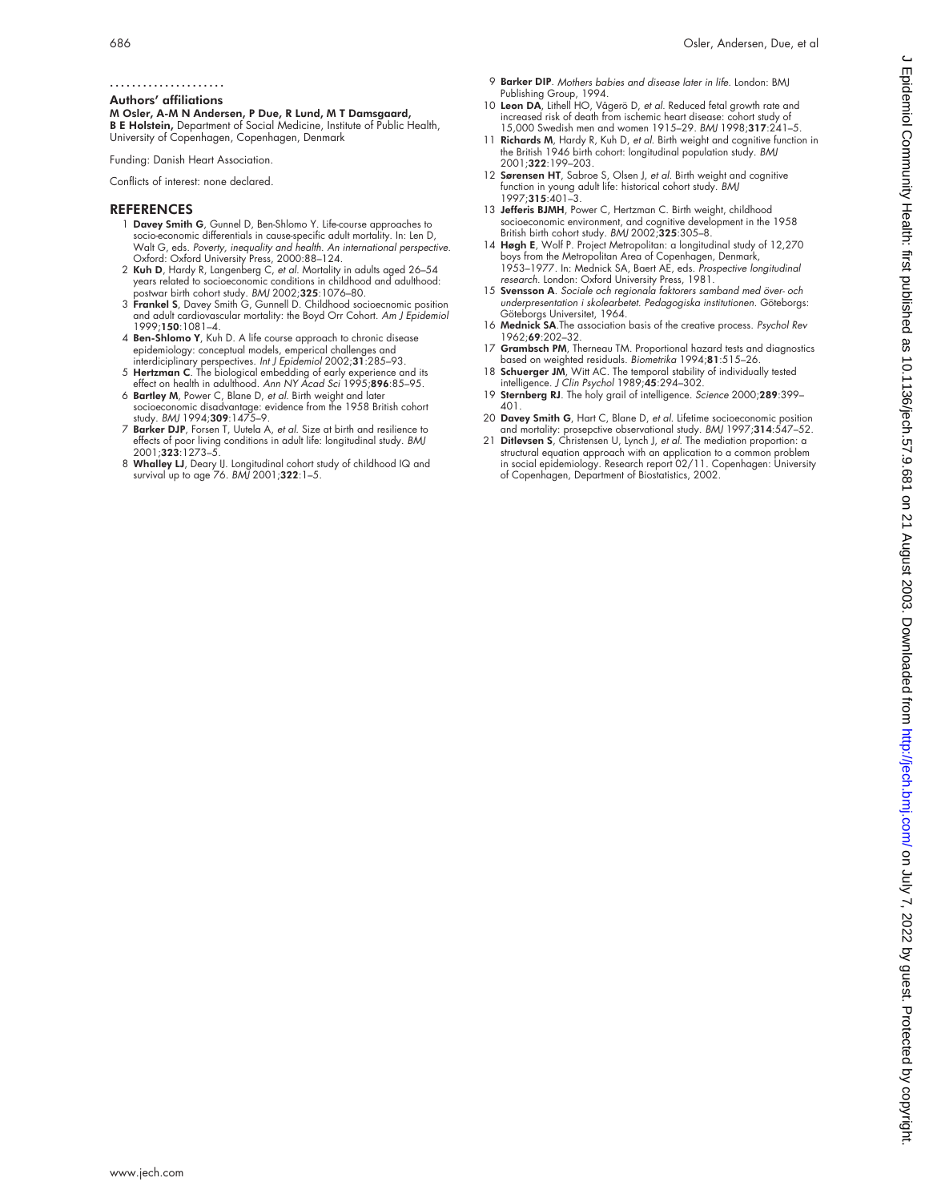#### 686 Osler, Andersen, Due, et al

#### .....................

## Authors' affiliations

M Osler, A-M N Andersen, P Due, R Lund, M T Damsgaard, B E Holstein, Department of Social Medicine, Institute of Public Health, University of Copenhagen, Copenhagen, Denmark

Funding: Danish Heart Association.

Conflicts of interest: none declared.

#### REFERENCES

- 1 Davey Smith G, Gunnel D, Ben-Shlomo Y. Life-course approaches to socio-economic differentials in cause-specific adult mortality. In: Len D, Walt G, eds. Poverty, inequality and health. An international perspective. Oxford: Oxford University Press, 2000:88–124.
- 2 Kuh D, Hardy R, Langenberg C, et al. Mortality in adults aged 26–54 years related to socioeconomic conditions in childhood and adulthood: postwar birth cohort study. BMJ 2002;325:1076–80.
- 3 Frankel S, Davey Smith G, Gunnell D. Childhood socioecnomic position and adult cardiovascular mortality: the Boyd Orr Cohort. Am J Epidemiol 1999;150:1081–4.
- 4 Ben-Shlomo Y, Kuh D. A life course approach to chronic disease epidemiology: conceptual models, emperical challenges and interdiciplinary perspectives. Int J Epidemiol 2002;31:285–93. 5 Hertzman C. The biological embedding of early experience and its
- effect on health in adulthood. Ann NY Acad Sci 1995;896:85-95.
- 6 Bartley M, Power C, Blane D, et al. Birth weight and later socioeconomic disadvantage: evidence trom the 1958 British cohort<br>study. *BM*J 1994;**309**:1475–9.
- 7 Barker DJP, Forsen T, Uutela A, et al. Size at birth and resilience to effects of poor living conditions in adult life: longitudinal study. BMJ 2001;323:1273–5.
- 8 Whalley LJ, Deary IJ. Longitudinal cohort study of childhood IQ and survival up to age 76. BMJ 2001;322:1–5.
- 9 Barker DIP. Mothers babies and disease later in life. London: BMJ Publishing Group, 1994.
- 10 Leon DA, Lithell HO, Vågerö D, et al. Reduced fetal growth rate and increased risk of death from ischemic heart disease: cohort study of 15,000 Swedish men and women 1915-29. BMJ 1998;317:241-5.
- 11 Richards M, Hardy R, Kuh D, et al. Birth weight and cognitive function in the British 1946 birth cohort: longitudinal population study. BMJ 2001;322:199–203.
- 12 Sørensen HT, Sabroe S, Olsen J, et al. Birth weight and cognitive function in young adult life: historical cohort study. BMJ 1997;315:401–3.
- 13 Jefferis BJMH, Power C, Hertzman C. Birth weight, childhood socioeconomic environment, and cognitive development in the 1958 British birth cohort study. BMJ 2002;325:305-8.
- 14 Høgh E, Wolf P. Project Metropolitan: a longitudinal study of 12,270 boys from the Metropolitan Area of Copenhagen, Denmark, 1953–1977. In: Mednick SA, Baert AE, eds. Prospective longitudinal research. London: Oxford University Press, 1981.
- 15 Svensson A. Sociale och regionala faktorers samband med över- och underpresentation <sup>i</sup> skolearbetet. Pedagogiska institutionen. Göteborgs: Göteborgs Universitet, 1964.
- 16 Mednick SA.The association basis of the creative process. Psychol Rev 1962;69:202–32.
- 17 Grambsch PM, Therneau TM. Proportional hazard tests and diagnostics based on weighted residuals. Biometrika 1994;81:515–26.
- 18 Schuerger JM, Witt AC. The temporal stability of individually tested intelligence. J Clin Psychol 1989;45:294–302.
- 19 Sternberg RJ. The holy grail of intelligence. Science 2000;289:399-401.
- 20 Davey Smith G, Hart C, Blane D, et al. Lifetime socioeconomic position and mortality: prosepctive observational study. BMJ 1997;314:547–52.
- 21 **Ditlevsen S**, Christensen U, Lynch J, et al. The mediation proportion: a structural equation approach with an application to a common problem in social epidemiology. Research report 02/11. Copenhagen: University of Copenhagen, Department of Biostatistics, 2002.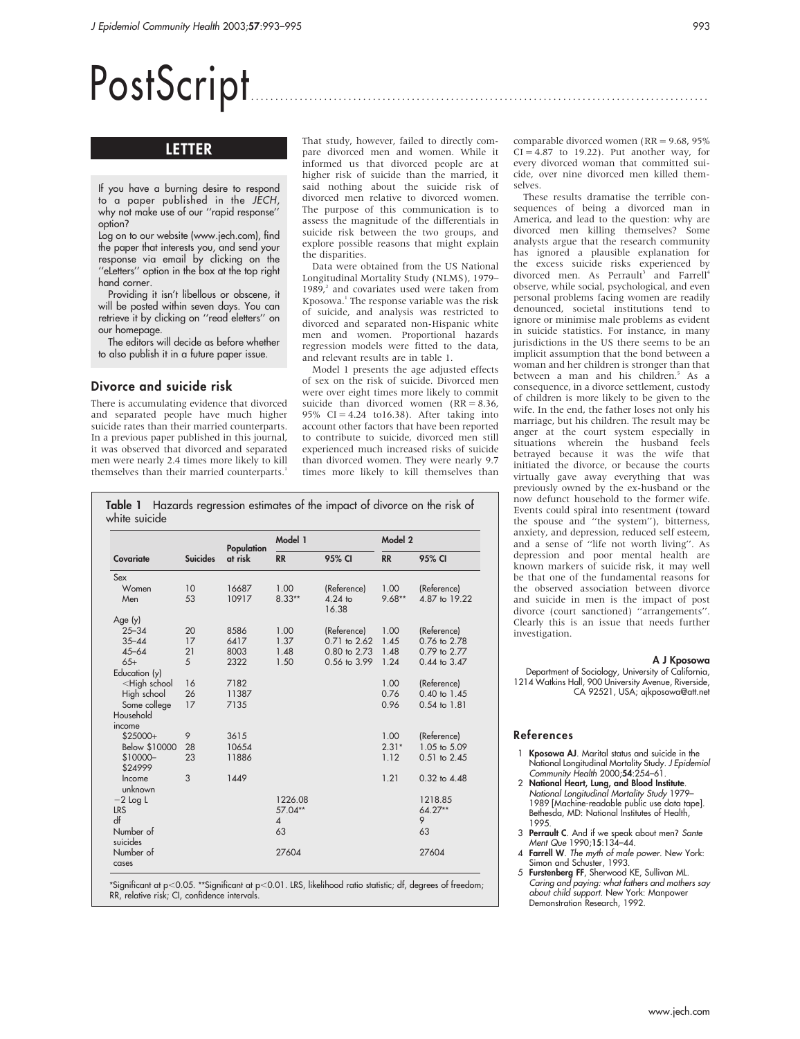# PostScript

# LETTER

If you have a burning desire to respond to a paper published in the JECH, why not make use of our ''rapid response'' option?

Log on to our website (www.jech.com), find the paper that interests you, and send your response via email by clicking on the ''eLetters'' option in the box at the top right hand corner.

Providing it isn't libellous or obscene, it will be posted within seven days. You can retrieve it by clicking on ''read eletters'' on our homepage.

The editors will decide as before whether to also publish it in a future paper issue.

#### Divorce and suicide risk

There is accumulating evidence that divorced and separated people have much higher suicide rates than their married counterparts. In a previous paper published in this journal, it was observed that divorced and separated men were nearly 2.4 times more likely to kill themselves than their married counterparts.<sup>1</sup> That study, however, failed to directly compare divorced men and women. While it informed us that divorced people are at higher risk of suicide than the married, it said nothing about the suicide risk of divorced men relative to divorced women. The purpose of this communication is to assess the magnitude of the differentials in suicide risk between the two groups, and explore possible reasons that might explain the disparities.

Data were obtained from the US National Longitudinal Mortality Study (NLMS), 1979– 1989,<sup>2</sup> and covariates used were taken from Kposowa.<sup>1</sup> The response variable was the risk of suicide, and analysis was restricted to divorced and separated non-Hispanic white men and women. Proportional hazards regression models were fitted to the data, and relevant results are in table 1.

Model 1 presents the age adjusted effects of sex on the risk of suicide. Divorced men were over eight times more likely to commit suicide than divorced women (RR = 8.36, 95% CI = 4.24 to16.38). After taking into account other factors that have been reported to contribute to suicide, divorced men still experienced much increased risks of suicide than divorced women. They were nearly 9.7 times more likely to kill themselves than comparable divorced women  $(RR = 9.68, 95%)$  $CI = 4.87$  to 19.22). Put another way, for every divorced woman that committed suicide, over nine divorced men killed themselves.

These results dramatise the terrible consequences of being a divorced man in America, and lead to the question: why are divorced men killing themselves? Some analysts argue that the research community has ignored a plausible explanation for the excess suicide risks experienced by divorced men. As Perrault<sup>3</sup> and Farrell<sup>4</sup> observe, while social, psychological, and even personal problems facing women are readily denounced, societal institutions tend to ignore or minimise male problems as evident in suicide statistics. For instance, in many jurisdictions in the US there seems to be an implicit assumption that the bond between a woman and her children is stronger than that between a man and his children.<sup>5</sup> As a consequence, in a divorce settlement, custody of children is more likely to be given to the wife. In the end, the father loses not only his marriage, but his children. The result may be anger at the court system especially in situations wherein the husband feels betrayed because it was the wife that initiated the divorce, or because the courts virtually gave away everything that was previously owned by the ex-husband or the now defunct household to the former wife. Events could spiral into resentment (toward the spouse and ''the system''), bitterness, anxiety, and depression, reduced self esteem, and a sense of ''life not worth living''. As depression and poor mental health are known markers of suicide risk, it may well be that one of the fundamental reasons for the observed association between divorce and suicide in men is the impact of post divorce (court sanctioned) ''arrangements''. Clearly this is an issue that needs further investigation.

#### A J Kposowa

Department of Sociology, University of California, 1214 Watkins Hall, 900 University Avenue, Riverside, CA 92521, USA; ajkposowa@att.net

# References

- 1 Kposowa AJ. Marital status and suicide in the National Longitudinal Mortality Study. *J Epidemio.*<br>Community Health 2000;**54**:254–61.
- 2 National Heart, Lung, and Blood Institute. National Longitudinal Mortality Study 1979– 1989 [Machine-readable public use data tape]. Bethesda, MD: National Institutes of Health, 1995.
- 3 Perrault C. And if we speak about men? Sante Ment Que 1990;15:134–44.
- 4 Farrell W. The myth of male power. New York: Simon and Schuster, 1993.
- 5 Furstenberg FF, Sherwood KE, Sullivan ML. Caring and paying: what fathers and mothers say about child support. New York: Manpower Demonstration Research, 1992.

|                                                                                                           |                 | Population | Model 1        |                    | Model 2   |                  |
|-----------------------------------------------------------------------------------------------------------|-----------------|------------|----------------|--------------------|-----------|------------------|
| Covariate                                                                                                 | <b>Suicides</b> | at risk    | <b>RR</b>      | 95% CI             | <b>RR</b> | 95% CI           |
| Sex                                                                                                       |                 |            |                |                    |           |                  |
| Women                                                                                                     | 10              | 16687      | 1.00           | (Reference)        | 1.00      | (Reference)      |
| Men                                                                                                       | 53              | 10917      | $8.33**$       | $4.24$ to<br>16.38 | $9.68**$  | 4.87 to 19.22    |
| Age (y)                                                                                                   |                 |            |                |                    |           |                  |
| $25 - 34$                                                                                                 | 20              | 8586       | 1.00           | (Reference)        | 1.00      | (Reference)      |
| $35 - 44$                                                                                                 | 17              | 6417       | 1.37           | 0.71 to 2.62       | 1.45      | 0.76 to 2.78     |
| $45 - 64$                                                                                                 | 21              | 8003       | 1.48           | 0.80 to 2.73       | 1.48      | 0.79 to 2.77     |
| $65+$                                                                                                     | 5               | 2322       | 1.50           | 0.56 to 3.99       | 1.24      | 0.44 to 3.47     |
| Education (y)                                                                                             |                 |            |                |                    |           |                  |
| <high school<="" td=""><td>16</td><td>7182</td><td></td><td></td><td>1.00</td><td>(Reference)</td></high> | 16              | 7182       |                |                    | 1.00      | (Reference)      |
| High school                                                                                               | 26              | 11387      |                |                    | 0.76      | 0.40 to 1.45     |
| Some college                                                                                              | 17              | 7135       |                |                    | 0.96      | $0.54$ to $1.81$ |
| Household                                                                                                 |                 |            |                |                    |           |                  |
| income                                                                                                    |                 |            |                |                    |           |                  |
| $$25000+$                                                                                                 | 9               | 3615       |                |                    | 1.00      | (Reference)      |
| Below \$10000                                                                                             | 28              | 10654      |                |                    | $2.31*$   | 1.05 to 5.09     |
| \$10000-<br>\$24999                                                                                       | 23              | 11886      |                |                    | 1.12      | 0.51 to 2.45     |
| Income<br>unknown                                                                                         | 3               | 1449       |                |                    | 1.21      | $0.32$ to $4.48$ |
| $-2$ Log L                                                                                                |                 |            | 1226.08        |                    |           | 1218.85          |
| <b>LRS</b>                                                                                                |                 |            | 57.04**        |                    |           | $64.27**$        |
| df                                                                                                        |                 |            | $\overline{4}$ |                    |           | 9                |
| Number of                                                                                                 |                 |            | 63             |                    |           | 63               |
| suicides                                                                                                  |                 |            |                |                    |           |                  |
| Number of                                                                                                 |                 |            | 27604          |                    |           | 27604            |
| cases                                                                                                     |                 |            |                |                    |           |                  |

\*Significant at p<0.05. \*\*Significant at p<0.01. LRS, likelihood ratio statistic; df, degrees of freedom; RR, relative risk; CI, confidence intervals.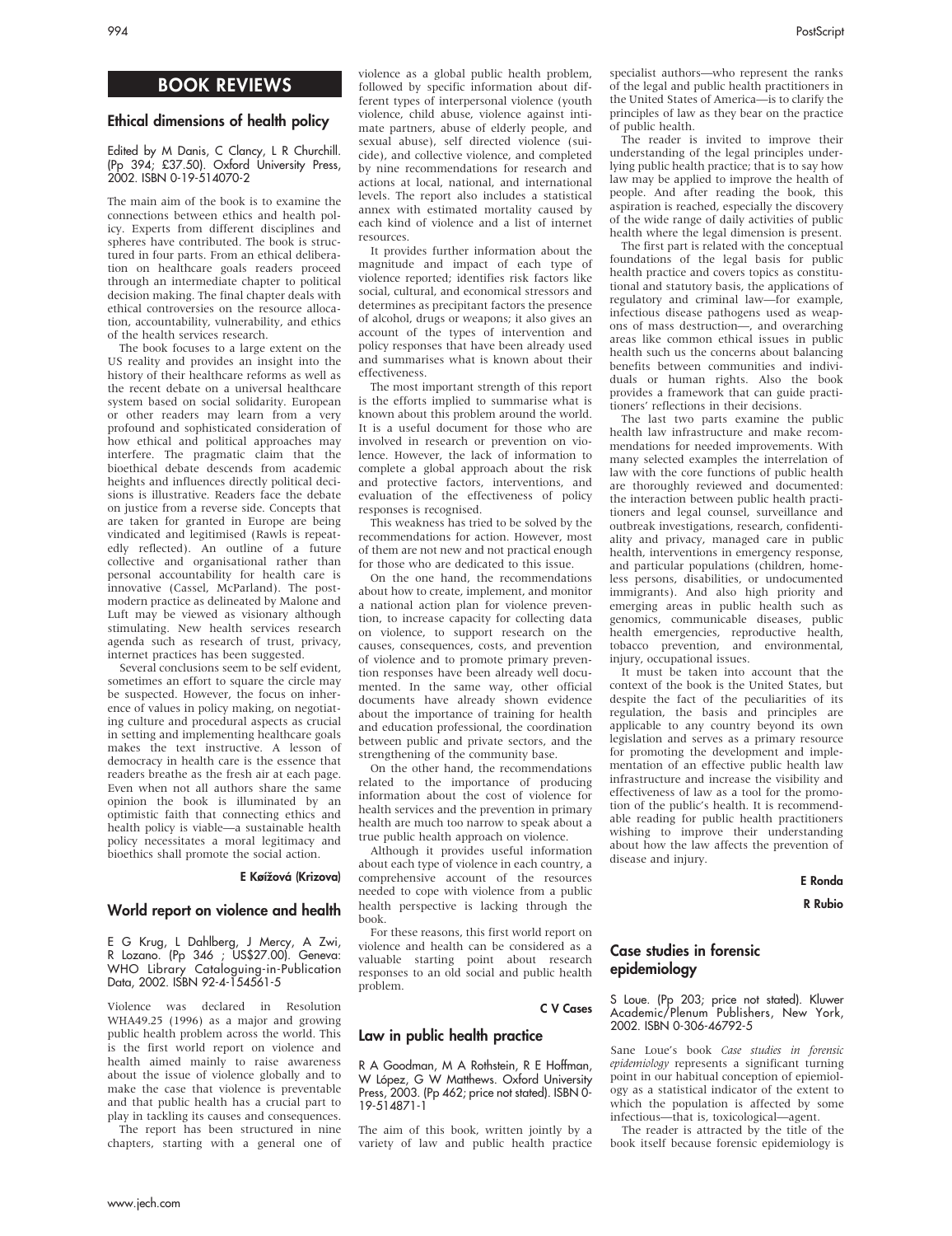# BOOK REVIEWS

## Ethical dimensions of health policy

#### Edited by M Danis, C Clancy, L R Churchill. (Pp 394; £37.50). Oxford University Press, 2002. ISBN 0-19-514070-2

The main aim of the book is to examine the connections between ethics and health policy. Experts from different disciplines and spheres have contributed. The book is structured in four parts. From an ethical deliberation on healthcare goals readers proceed through an intermediate chapter to political decision making. The final chapter deals with ethical controversies on the resource allocation, accountability, vulnerability, and ethics of the health services research.

The book focuses to a large extent on the US reality and provides an insight into the history of their healthcare reforms as well as the recent debate on a universal healthcare system based on social solidarity. European or other readers may learn from a very profound and sophisticated consideration of how ethical and political approaches may interfere. The pragmatic claim that the bioethical debate descends from academic heights and influences directly political decisions is illustrative. Readers face the debate on justice from a reverse side. Concepts that are taken for granted in Europe are being vindicated and legitimised (Rawls is repeatedly reflected). An outline of a future collective and organisational rather than personal accountability for health care is innovative (Cassel, McParland). The postmodern practice as delineated by Malone and Luft may be viewed as visionary although stimulating. New health services research agenda such as research of trust, privacy, internet practices has been suggested.

Several conclusions seem to be self evident, sometimes an effort to square the circle may be suspected. However, the focus on inherence of values in policy making, on negotiating culture and procedural aspects as crucial in setting and implementing healthcare goals makes the text instructive. A lesson of democracy in health care is the essence that readers breathe as the fresh air at each page. Even when not all authors share the same opinion the book is illuminated by an optimistic faith that connecting ethics and health policy is viable—a sustainable health policy necessitates a moral legitimacy and bioethics shall promote the social action.

#### E Køížová (Krizova)

#### World report on violence and health

E G Krug, L Dahlberg, J Mercy, A Zwi, R Lozano. (Pp 346 ; US\$27.00). Geneva: WHO Library Cataloguing-in-Publication Data, 2002. ISBN 92-4-154561-5

Violence was declared in Resolution WHA49.25 (1996) as a major and growing public health problem across the world. This is the first world report on violence and health aimed mainly to raise awareness about the issue of violence globally and to make the case that violence is preventable and that public health has a crucial part to play in tackling its causes and consequences.

The report has been structured in nine chapters, starting with a general one of violence as a global public health problem, followed by specific information about different types of interpersonal violence (youth violence, child abuse, violence against intimate partners, abuse of elderly people, and sexual abuse), self directed violence (suicide), and collective violence, and completed by nine recommendations for research and actions at local, national, and international levels. The report also includes a statistical annex with estimated mortality caused by each kind of violence and a list of internet resources.

It provides further information about the magnitude and impact of each type of violence reported; identifies risk factors like social, cultural, and economical stressors and determines as precipitant factors the presence of alcohol, drugs or weapons; it also gives an account of the types of intervention and policy responses that have been already used and summarises what is known about their effectiveness.

The most important strength of this report is the efforts implied to summarise what is known about this problem around the world. It is a useful document for those who are involved in research or prevention on violence. However, the lack of information to complete a global approach about the risk and protective factors, interventions, and evaluation of the effectiveness of policy responses is recognised.

This weakness has tried to be solved by the recommendations for action. However, most of them are not new and not practical enough for those who are dedicated to this issue.

On the one hand, the recommendations about how to create, implement, and monitor a national action plan for violence prevention, to increase capacity for collecting data on violence, to support research on the causes, consequences, costs, and prevention of violence and to promote primary prevention responses have been already well documented. In the same way, other official documents have already shown evidence about the importance of training for health and education professional, the coordination between public and private sectors, and the strengthening of the community base.

On the other hand, the recommendations related to the importance of producing information about the cost of violence for health services and the prevention in primary health are much too narrow to speak about a true public health approach on violence.

health perspective is lacking through the book. Although it provides useful information about each type of violence in each country, a comprehensive account of the resources needed to cope with violence from a public

For these reasons, this first world report on violence and health can be considered as a valuable starting point about research responses to an old social and public health problem.

#### C V Cases

#### Law in public health practice

R A Goodman, M A Rothstein, R E Hoffman, W López, G W Matthews. Oxford University Press, 2003. (Pp 462; price not stated). ISBN 0-19-514871-1

The aim of this book, written jointly by a variety of law and public health practice specialist authors—who represent the ranks of the legal and public health practitioners in the United States of America—is to clarify the principles of law as they bear on the practice of public health.

The reader is invited to improve their understanding of the legal principles underlying public health practice; that is to say how law may be applied to improve the health of people. And after reading the book, this aspiration is reached, especially the discovery of the wide range of daily activities of public health where the legal dimension is present.

The first part is related with the conceptual foundations of the legal basis for public health practice and covers topics as constitutional and statutory basis, the applications of regulatory and criminal law—for example, infectious disease pathogens used as weapons of mass destruction—, and overarching areas like common ethical issues in public health such us the concerns about balancing benefits between communities and individuals or human rights. Also the book provides a framework that can guide practitioners' reflections in their decisions.

The last two parts examine the public health law infrastructure and make recommendations for needed improvements. With many selected examples the interrelation of law with the core functions of public health are thoroughly reviewed and documented: the interaction between public health practitioners and legal counsel, surveillance and outbreak investigations, research, confidentiality and privacy, managed care in public health, interventions in emergency response, and particular populations (children, homeless persons, disabilities, or undocumented immigrants). And also high priority and emerging areas in public health such as genomics, communicable diseases, public health emergencies, reproductive health, tobacco prevention, and environmental, injury, occupational issues.

It must be taken into account that the context of the book is the United States, but despite the fact of the peculiarities of its regulation, the basis and principles are applicable to any country beyond its own legislation and serves as a primary resource for promoting the development and implementation of an effective public health law infrastructure and increase the visibility and effectiveness of law as a tool for the promotion of the public's health. It is recommendable reading for public health practitioners wishing to improve their understanding about how the law affects the prevention of disease and injury.

E Ronda

R Rubio

# Case studies in forensic epidemiology

S Loue. (Pp 203; price not stated). Kluwer Academic/Plenum Publishers, New York, 2002. ISBN 0-306-46792-5

Sane Loue's book Case studies in forensic epidemiology represents a significant turning point in our habitual conception of epiemiology as a statistical indicator of the extent to which the population is affected by some infectious—that is, toxicological—agent.

The reader is attracted by the title of the book itself because forensic epidemiology is